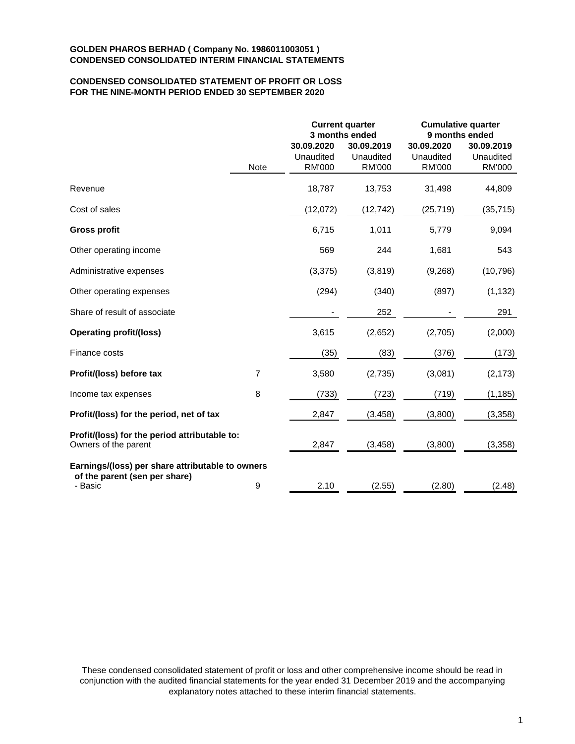**GOLDEN PHAROS BERHAD ( Company No. 1986011003051 )**
**CONDENSED CONSOLIDATED INTERIM FINANCIAL STATEMENTS**

**CONDENSED CONSOLIDATED STATEMENT OF PROFIT OR LOSS**
**FOR THE NINE-MONTH PERIOD ENDED 30 SEPTEMBER 2020**

| | | **Current quarter 3 months ended** | | **Cumulative quarter 9 months ended** | |
|---|---|---|---|---|---|
| | Note | **30.09.2020** Unaudited RM'000 | **30.09.2019** Unaudited RM'000 | **30.09.2020** Unaudited RM'000 | **30.09.2019** Unaudited RM'000 |
| Revenue | | 18,787 | 13,753 | 31,498 | 44,809 |
| Cost of sales | | (12,072) | (12,742) | (25,719) | (35,715) |
| **Gross profit** | | 6,715 | 1,011 | 5,779 | 9,094 |
| Other operating income | | 569 | 244 | 1,681 | 543 |
| Administrative expenses | | (3,375) | (3,819) | (9,268) | (10,796) |
| Other operating expenses | | (294) | (340) | (897) | (1,132) |
| Share of result of associate | | - | 252 | - | 291 |
| **Operating profit/(loss)** | | 3,615 | (2,652) | (2,705) | (2,000) |
| Finance costs | | (35) | (83) | (376) | (173) |
| **Profit/(loss) before tax** | 7 | 3,580 | (2,735) | (3,081) | (2,173) |
| Income tax expenses | 8 | (733) | (723) | (719) | (1,185) |
| **Profit/(loss) for the period, net of tax** | | 2,847 | (3,458) | (3,800) | (3,358) |
| **Profit/(loss) for the period attributable to:** Owners of the parent | | 2,847 | (3,458) | (3,800) | (3,358) |
| **Earnings/(loss) per share attributable to owners of the parent (sen per share)** - Basic | 9 | 2.10 | (2.55) | (2.80) | (2.48) |

These condensed consolidated statement of profit or loss and other comprehensive income should be read in conjunction with the audited financial statements for the year ended 31 December 2019 and the accompanying explanatory notes attached to these interim financial statements.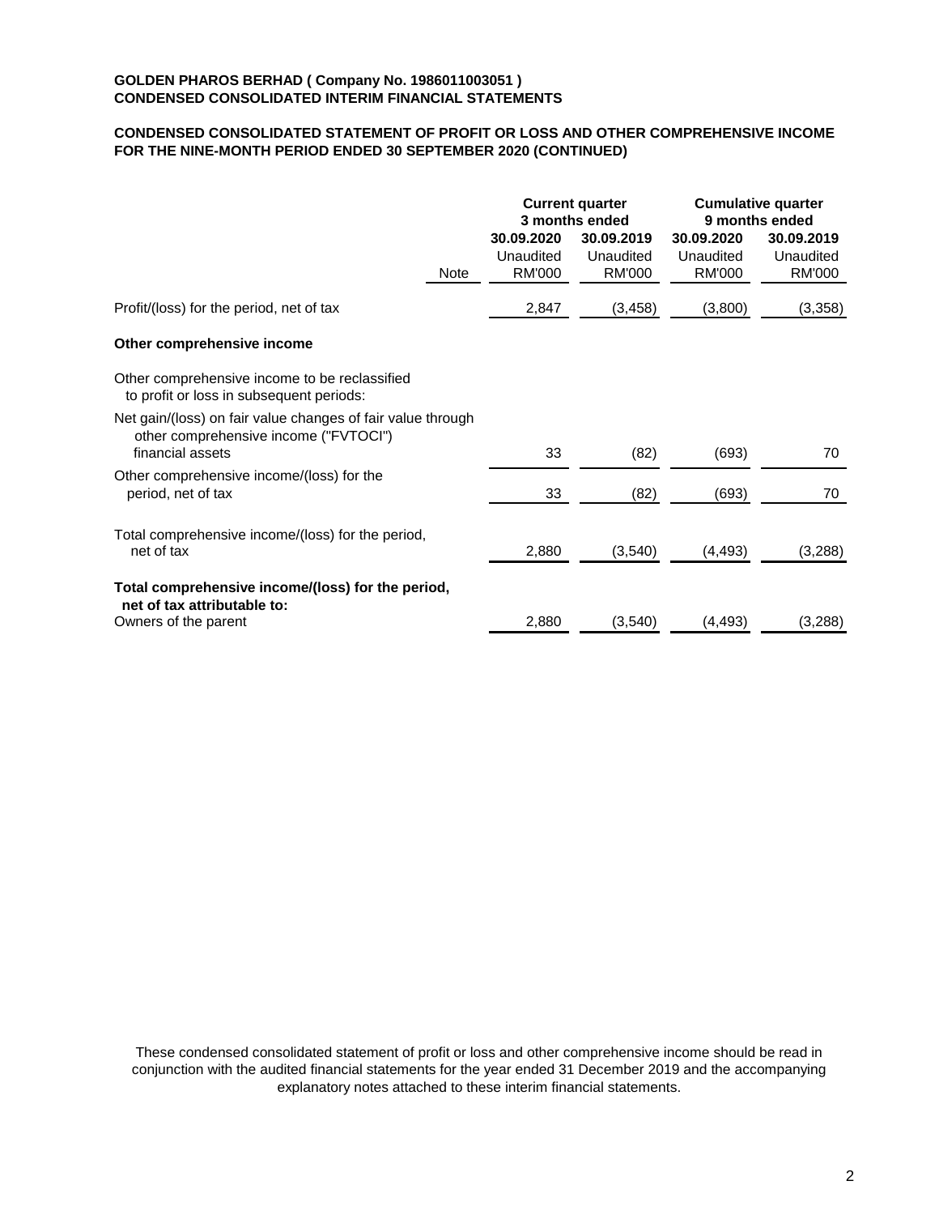**GOLDEN PHAROS BERHAD ( Company No. 1986011003051 )**
**CONDENSED CONSOLIDATED INTERIM FINANCIAL STATEMENTS**

**CONDENSED CONSOLIDATED STATEMENT OF PROFIT OR LOSS AND OTHER COMPREHENSIVE INCOME FOR THE NINE-MONTH PERIOD ENDED 30 SEPTEMBER 2020 (CONTINUED)**

| | | Current quarter 3 months ended | | Cumulative quarter 9 months ended | |
|---|---|---|---|---|---|
| | | 30.09.2020 | 30.09.2019 | 30.09.2020 | 30.09.2019 |
| | | Unaudited | Unaudited | Unaudited | Unaudited |
| | Note | RM'000 | RM'000 | RM'000 | RM'000 |
| Profit/(loss) for the period, net of tax | | 2,847 | (3,458) | (3,800) | (3,358) |
| **Other comprehensive income** | | | | | |
| Other comprehensive income to be reclassified to profit or loss in subsequent periods: | | | | | |
| Net gain/(loss) on fair value changes of fair value through other comprehensive income ("FVTOCI") financial assets | | 33 | (82) | (693) | 70 |
| Other comprehensive income/(loss) for the period, net of tax | | 33 | (82) | (693) | 70 |
| Total comprehensive income/(loss) for the period, net of tax | | 2,880 | (3,540) | (4,493) | (3,288) |
| **Total comprehensive income/(loss) for the period, net of tax attributable to:** | | | | | |
| Owners of the parent | | 2,880 | (3,540) | (4,493) | (3,288) |

These condensed consolidated statement of profit or loss and other comprehensive income should be read in conjunction with the audited financial statements for the year ended 31 December 2019 and the accompanying explanatory notes attached to these interim financial statements.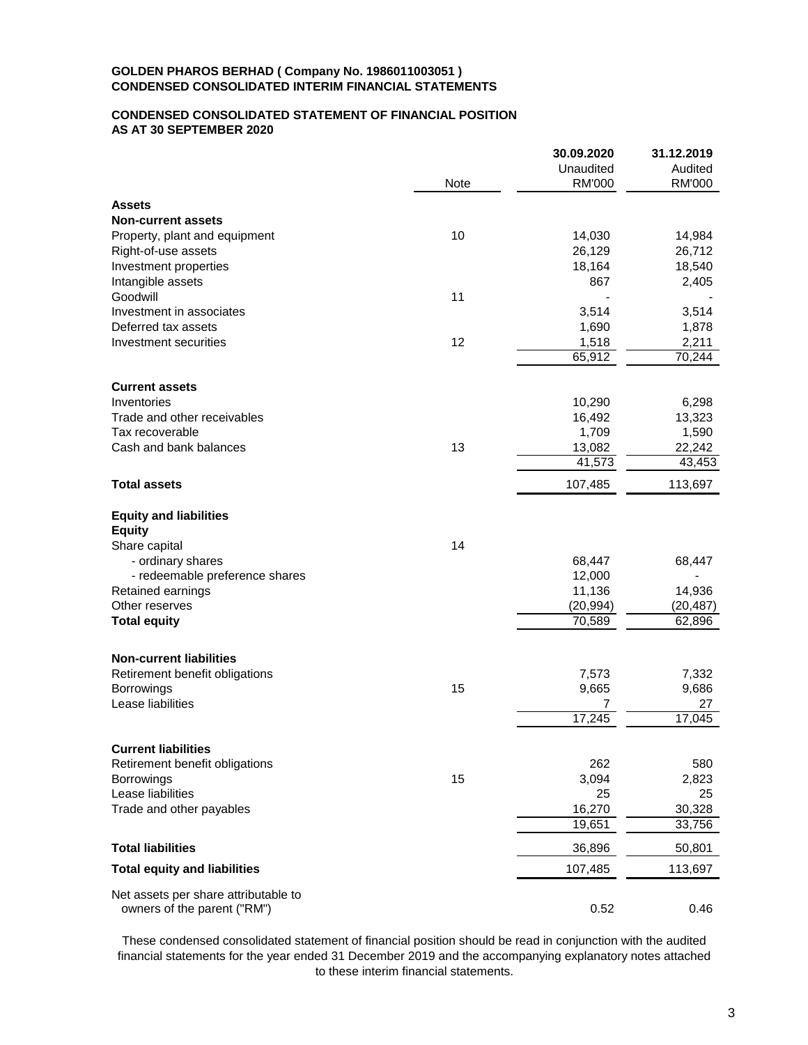**GOLDEN PHAROS BERHAD ( Company No. 1986011003051 )**
**CONDENSED CONSOLIDATED INTERIM FINANCIAL STATEMENTS**

**CONDENSED CONSOLIDATED STATEMENT OF FINANCIAL POSITION**
**AS AT 30 SEPTEMBER 2020**

| | Note | 30.09.2020 Unaudited RM'000 | 31.12.2019 Audited RM'000 |
|---|---|---|---|
| **Assets** | | | |
| **Non-current assets** | | | |
| Property, plant and equipment | 10 | 14,030 | 14,984 |
| Right-of-use assets | | 26,129 | 26,712 |
| Investment properties | | 18,164 | 18,540 |
| Intangible assets | | 867 | 2,405 |
| Goodwill | 11 | - | - |
| Investment in associates | | 3,514 | 3,514 |
| Deferred tax assets | | 1,690 | 1,878 |
| Investment securities | 12 | 1,518 | 2,211 |
| | | 65,912 | 70,244 |
| **Current assets** | | | |
| Inventories | | 10,290 | 6,298 |
| Trade and other receivables | | 16,492 | 13,323 |
| Tax recoverable | | 1,709 | 1,590 |
| Cash and bank balances | 13 | 13,082 | 22,242 |
| | | 41,573 | 43,453 |
| **Total assets** | | 107,485 | 113,697 |
| **Equity and liabilities** | | | |
| **Equity** | | | |
| Share capital | 14 | | |
| - ordinary shares | | 68,447 | 68,447 |
| - redeemable preference shares | | 12,000 | - |
| Retained earnings | | 11,136 | 14,936 |
| Other reserves | | (20,994) | (20,487) |
| **Total equity** | | 70,589 | 62,896 |
| **Non-current liabilities** | | | |
| Retirement benefit obligations | | 7,573 | 7,332 |
| Borrowings | 15 | 9,665 | 9,686 |
| Lease liabilities | | 7 | 27 |
| | | 17,245 | 17,045 |
| **Current liabilities** | | | |
| Retirement benefit obligations | | 262 | 580 |
| Borrowings | 15 | 3,094 | 2,823 |
| Lease liabilities | | 25 | 25 |
| Trade and other payables | | 16,270 | 30,328 |
| | | 19,651 | 33,756 |
| **Total liabilities** | | 36,896 | 50,801 |
| **Total equity and liabilities** | | 107,485 | 113,697 |
| Net assets per share attributable to owners of the parent ("RM") | | 0.52 | 0.46 |

These condensed consolidated statement of financial position should be read in conjunction with the audited financial statements for the year ended 31 December 2019 and the accompanying explanatory notes attached to these interim financial statements.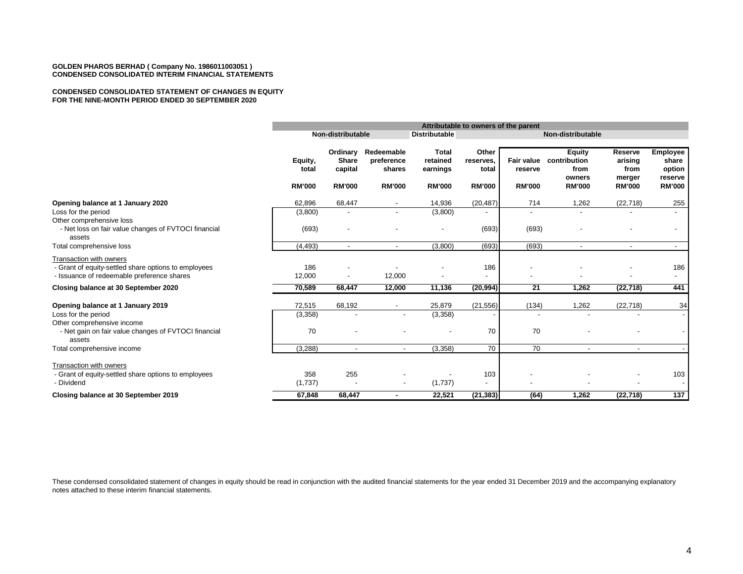**GOLDEN PHAROS BERHAD ( Company No. 1986011003051 )**
**CONDENSED CONSOLIDATED INTERIM FINANCIAL STATEMENTS**

**CONDENSED CONSOLIDATED STATEMENT OF CHANGES IN EQUITY**
**FOR THE NINE-MONTH PERIOD ENDED 30 SEPTEMBER 2020**

| | Attributable to owners of the parent | | | | | | | | |
|---|---|---|---|---|---|---|---|---|---|
| | | Non-distributable | | Distributable | | Non-distributable | | | |
| | Equity, total | Ordinary Share capital | Redeemable preference shares | Total retained earnings | Other reserves, total | Fair value reserve | Equity contribution from owners | Reserve arising from merger | Employee share option reserve |
| | RM'000 | RM'000 | RM'000 | RM'000 | RM'000 | RM'000 | RM'000 | RM'000 | RM'000 |
| **Opening balance at 1 January 2020** | 62,896 | 68,447 | - | 14,936 | (20,487) | 714 | 1,262 | (22,718) | 255 |
| Loss for the period | (3,800) | - | - | (3,800) | - | - | - | - | - |
| Other comprehensive loss | | | | | | | | | |
| - Net loss on fair value changes of FVTOCI financial assets | (693) | - | - | - | (693) | (693) | - | - | - |
| Total comprehensive loss | (4,493) | - | - | (3,800) | (693) | (693) | - | - | - |
| Transaction with owners | | | | | | | | | |
| - Grant of equity-settled share options to employees | 186 | - | - | - | 186 | - | - | - | 186 |
| - Issuance of redeemable preference shares | 12,000 | - | 12,000 | - | - | - | - | - | - |
| **Closing balance at 30 September 2020** | **70,589** | **68,447** | **12,000** | **11,136** | **(20,994)** | **21** | **1,262** | **(22,718)** | **441** |
| **Opening balance at 1 January 2019** | 72,515 | 68,192 | - | 25,879 | (21,556) | (134) | 1,262 | (22,718) | 34 |
| Loss for the period | (3,358) | - | - | (3,358) | - | - | - | - | - |
| Other comprehensive income | | | | | | | | | |
| - Net gain on fair value changes of FVTOCI financial assets | 70 | - | - | - | 70 | 70 | - | - | - |
| Total comprehensive income | (3,288) | - | - | (3,358) | 70 | 70 | - | - | - |
| Transaction with owners | | | | | | | | | |
| - Grant of equity-settled share options to employees | 358 | 255 | - | - | 103 | - | - | - | 103 |
| - Dividend | (1,737) | - | - | (1,737) | - | - | - | - | - |
| **Closing balance at 30 September 2019** | **67,848** | **68,447** | **-** | **22,521** | **(21,383)** | **(64)** | **1,262** | **(22,718)** | **137** |

These condensed consolidated statement of changes in equity should be read in conjunction with the audited financial statements for the year ended 31 December 2019 and the accompanying explanatory notes attached to these interim financial statements.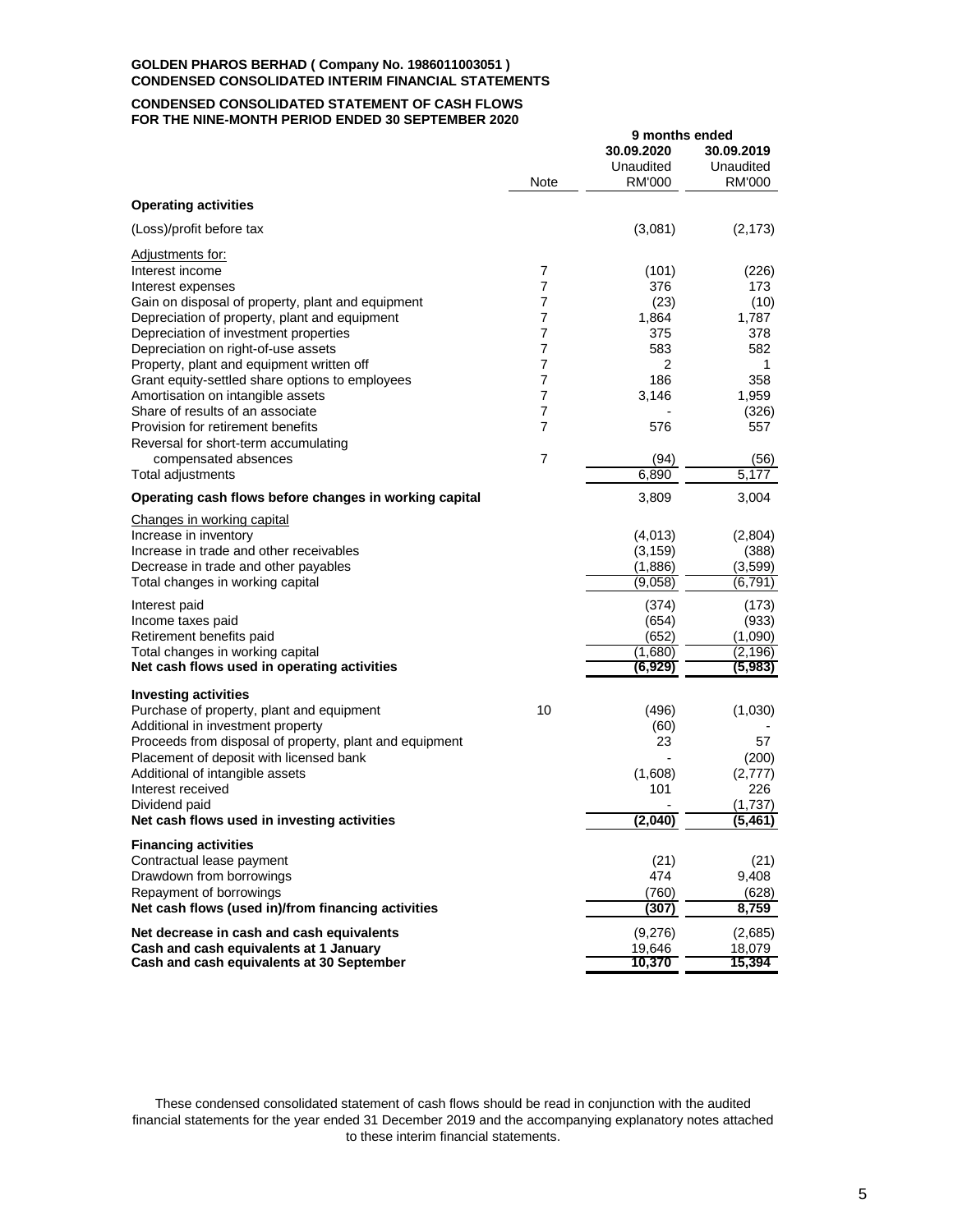**GOLDEN PHAROS BERHAD ( Company No. 1986011003051 )**
**CONDENSED CONSOLIDATED INTERIM FINANCIAL STATEMENTS**

**CONDENSED CONSOLIDATED STATEMENT OF CASH FLOWS**
**FOR THE NINE-MONTH PERIOD ENDED 30 SEPTEMBER 2020**

| | Note | 9 months ended 30.09.2020 Unaudited RM'000 | 30.09.2019 Unaudited RM'000 |
|---|---|---|---|
| **Operating activities** | | | |
| (Loss)/profit before tax | | (3,081) | (2,173) |
| Adjustments for: | | | |
| Interest income | 7 | (101) | (226) |
| Interest expenses | 7 | 376 | 173 |
| Gain on disposal of property, plant and equipment | 7 | (23) | (10) |
| Depreciation of property, plant and equipment | 7 | 1,864 | 1,787 |
| Depreciation of investment properties | 7 | 375 | 378 |
| Depreciation on right-of-use assets | 7 | 583 | 582 |
| Property, plant and equipment written off | 7 | 2 | 1 |
| Grant equity-settled share options to employees | 7 | 186 | 358 |
| Amortisation on intangible assets | 7 | 3,146 | 1,959 |
| Share of results of an associate | 7 | - | (326) |
| Provision for retirement benefits | 7 | 576 | 557 |
| Reversal for short-term accumulating compensated absences | 7 | (94) | (56) |
| Total adjustments | | 6,890 | 5,177 |
| **Operating cash flows before changes in working capital** | | 3,809 | 3,004 |
| Changes in working capital | | | |
| Increase in inventory | | (4,013) | (2,804) |
| Increase in trade and other receivables | | (3,159) | (388) |
| Decrease in trade and other payables | | (1,886) | (3,599) |
| Total changes in working capital | | (9,058) | (6,791) |
| Interest paid | | (374) | (173) |
| Income taxes paid | | (654) | (933) |
| Retirement benefits paid | | (652) | (1,090) |
| Total changes in working capital | | (1,680) | (2,196) |
| **Net cash flows used in operating activities** | | **(6,929)** | **(5,983)** |
| **Investing activities** | | | |
| Purchase of property, plant and equipment | 10 | (496) | (1,030) |
| Additional in investment property | | (60) | - |
| Proceeds from disposal of property, plant and equipment | | 23 | 57 |
| Placement of deposit with licensed bank | | - | (200) |
| Additional of intangible assets | | (1,608) | (2,777) |
| Interest received | | 101 | 226 |
| Dividend paid | | - | (1,737) |
| **Net cash flows used in investing activities** | | **(2,040)** | **(5,461)** |
| **Financing activities** | | | |
| Contractual lease payment | | (21) | (21) |
| Drawdown from borrowings | | 474 | 9,408 |
| Repayment of borrowings | | (760) | (628) |
| **Net cash flows (used in)/from financing activities** | | **(307)** | **8,759** |
| **Net decrease in cash and cash equivalents** | | (9,276) | (2,685) |
| **Cash and cash equivalents at 1 January** | | 19,646 | 18,079 |
| **Cash and cash equivalents at 30 September** | | **10,370** | **15,394** |

These condensed consolidated statement of cash flows should be read in conjunction with the audited financial statements for the year ended 31 December 2019 and the accompanying explanatory notes attached to these interim financial statements.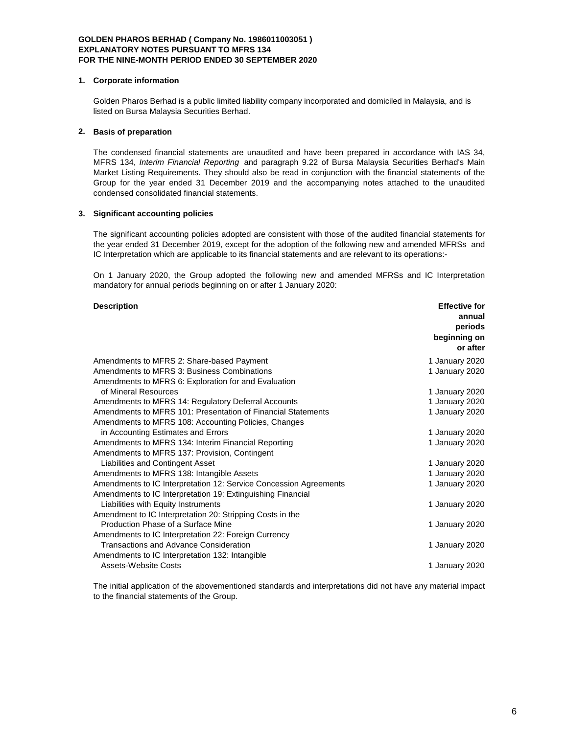**GOLDEN PHAROS BERHAD ( Company No. 1986011003051 )**
**EXPLANATORY NOTES PURSUANT TO MFRS 134**
**FOR THE NINE-MONTH PERIOD ENDED 30 SEPTEMBER 2020**

## 1. Corporate information

Golden Pharos Berhad is a public limited liability company incorporated and domiciled in Malaysia, and is listed on Bursa Malaysia Securities Berhad.

## 2. Basis of preparation

The condensed financial statements are unaudited and have been prepared in accordance with IAS 34, MFRS 134, *Interim Financial Reporting* and paragraph 9.22 of Bursa Malaysia Securities Berhad's Main Market Listing Requirements. They should also be read in conjunction with the financial statements of the Group for the year ended 31 December 2019 and the accompanying notes attached to the unaudited condensed consolidated financial statements.

## 3. Significant accounting policies

The significant accounting policies adopted are consistent with those of the audited financial statements for the year ended 31 December 2019, except for the adoption of the following new and amended MFRSs and IC Interpretation which are applicable to its financial statements and are relevant to its operations:-

On 1 January 2020, the Group adopted the following new and amended MFRSs and IC Interpretation mandatory for annual periods beginning on or after 1 January 2020:

| **Description** | **Effective for annual periods beginning on or after** |
|---|---|
| Amendments to MFRS 2: Share-based Payment | 1 January 2020 |
| Amendments to MFRS 3: Business Combinations | 1 January 2020 |
| Amendments to MFRS 6: Exploration for and Evaluation of Mineral Resources | 1 January 2020 |
| Amendments to MFRS 14: Regulatory Deferral Accounts | 1 January 2020 |
| Amendments to MFRS 101: Presentation of Financial Statements | 1 January 2020 |
| Amendments to MFRS 108: Accounting Policies, Changes in Accounting Estimates and Errors | 1 January 2020 |
| Amendments to MFRS 134: Interim Financial Reporting | 1 January 2020 |
| Amendments to MFRS 137: Provision, Contingent Liabilities and Contingent Asset | 1 January 2020 |
| Amendments to MFRS 138: Intangible Assets | 1 January 2020 |
| Amendments to IC Interpretation 12: Service Concession Agreements | 1 January 2020 |
| Amendments to IC Interpretation 19: Extinguishing Financial Liabilities with Equity Instruments | 1 January 2020 |
| Amendment to IC Interpretation 20: Stripping Costs in the Production Phase of a Surface Mine | 1 January 2020 |
| Amendments to IC Interpretation 22: Foreign Currency Transactions and Advance Consideration | 1 January 2020 |
| Amendments to IC Interpretation 132: Intangible Assets-Website Costs | 1 January 2020 |

The initial application of the abovementioned standards and interpretations did not have any material impact to the financial statements of the Group.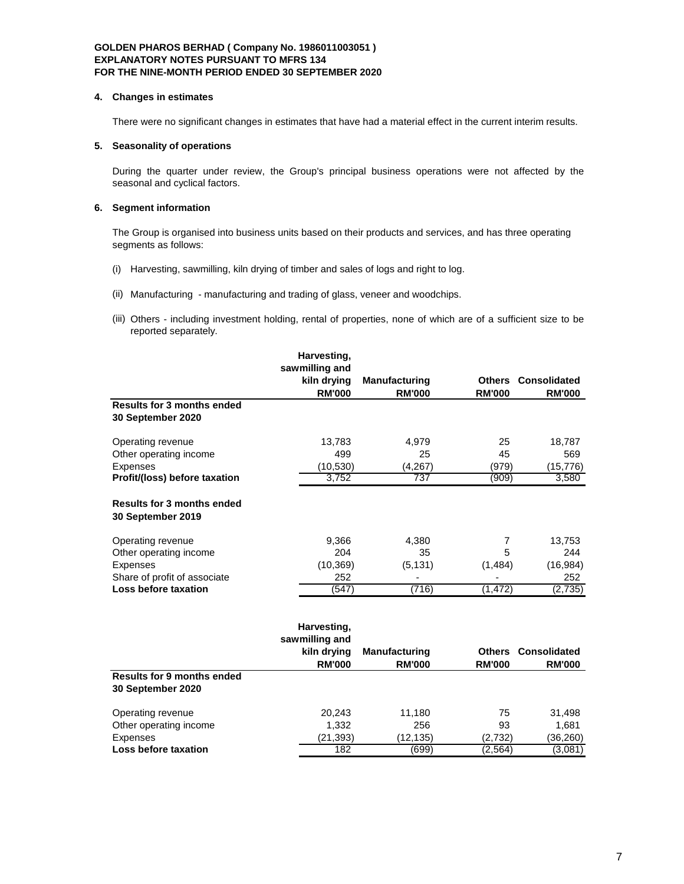**GOLDEN PHAROS BERHAD ( Company No. 1986011003051 )**
**EXPLANATORY NOTES PURSUANT TO MFRS 134**
**FOR THE NINE-MONTH PERIOD ENDED 30 SEPTEMBER 2020**

## 4. Changes in estimates

There were no significant changes in estimates that have had a material effect in the current interim results.

## 5. Seasonality of operations

During the quarter under review, the Group's principal business operations were not affected by the seasonal and cyclical factors.

## 6. Segment information

The Group is organised into business units based on their products and services, and has three operating segments as follows:

(i) Harvesting, sawmilling, kiln drying of timber and sales of logs and right to log.

(ii) Manufacturing - manufacturing and trading of glass, veneer and woodchips.

(iii) Others - including investment holding, rental of properties, none of which are of a sufficient size to be reported separately.

| | Harvesting, sawmilling and kiln drying RM'000 | Manufacturing RM'000 | Others RM'000 | Consolidated RM'000 |
|---|---|---|---|---|
| **Results for 3 months ended 30 September 2020** | | | | |
| Operating revenue | 13,783 | 4,979 | 25 | 18,787 |
| Other operating income | 499 | 25 | 45 | 569 |
| Expenses | (10,530) | (4,267) | (979) | (15,776) |
| **Profit/(loss) before taxation** | 3,752 | 737 | (909) | 3,580 |
| **Results for 3 months ended 30 September 2019** | | | | |
| Operating revenue | 9,366 | 4,380 | 7 | 13,753 |
| Other operating income | 204 | 35 | 5 | 244 |
| Expenses | (10,369) | (5,131) | (1,484) | (16,984) |
| Share of profit of associate | 252 | - | - | 252 |
| **Loss before taxation** | (547) | (716) | (1,472) | (2,735) |

| | Harvesting, sawmilling and kiln drying RM'000 | Manufacturing RM'000 | Others RM'000 | Consolidated RM'000 |
|---|---|---|---|---|
| **Results for 9 months ended 30 September 2020** | | | | |
| Operating revenue | 20,243 | 11,180 | 75 | 31,498 |
| Other operating income | 1,332 | 256 | 93 | 1,681 |
| Expenses | (21,393) | (12,135) | (2,732) | (36,260) |
| **Loss before taxation** | 182 | (699) | (2,564) | (3,081) |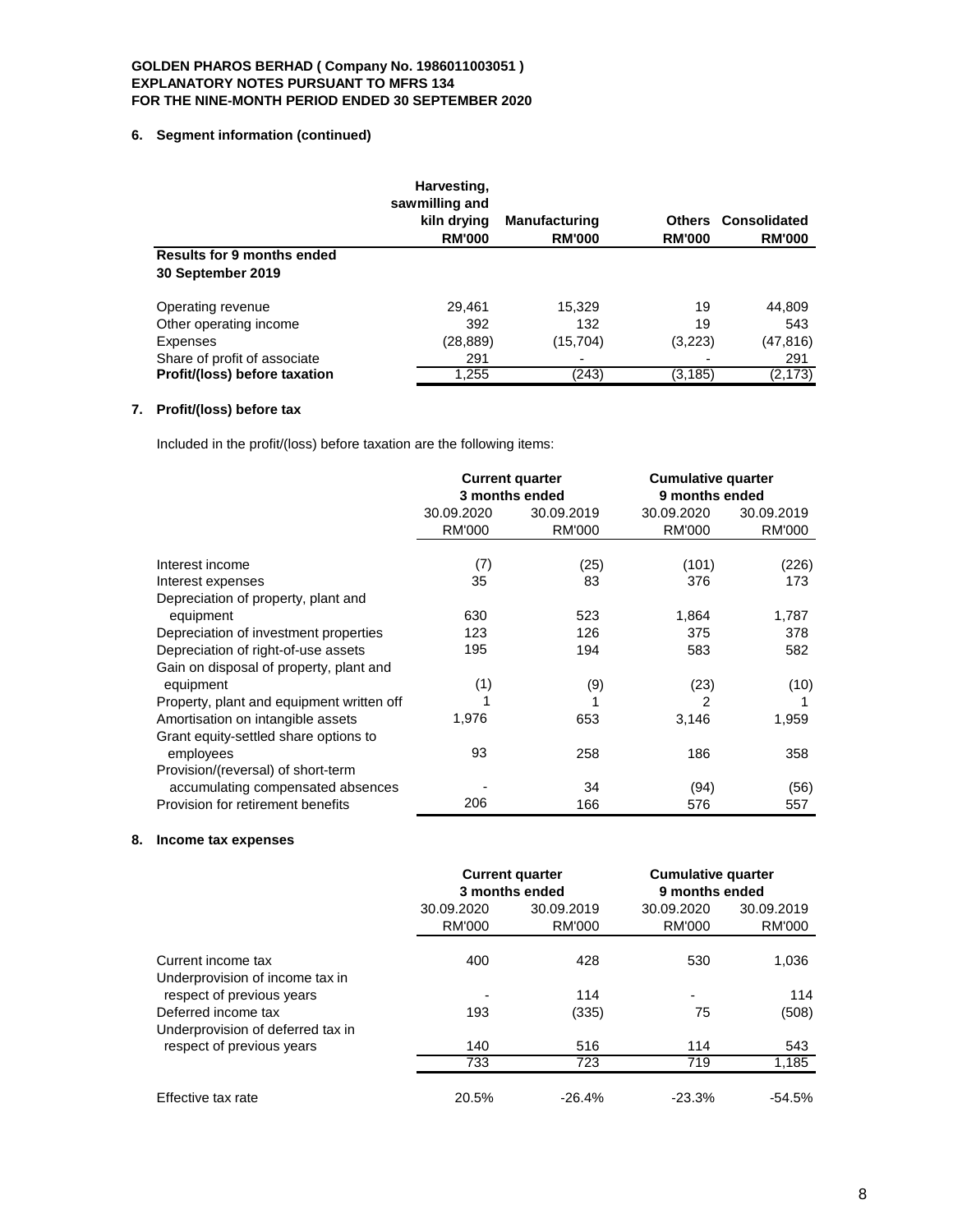**GOLDEN PHAROS BERHAD ( Company No. 1986011003051 )**
**EXPLANATORY NOTES PURSUANT TO MFRS 134**
**FOR THE NINE-MONTH PERIOD ENDED 30 SEPTEMBER 2020**

## 6. Segment information (continued)

| | Harvesting, sawmilling and kiln drying RM'000 | Manufacturing RM'000 | Others RM'000 | Consolidated RM'000 |
|---|---|---|---|---|
| **Results for 9 months ended 30 September 2019** | | | | |
| Operating revenue | 29,461 | 15,329 | 19 | 44,809 |
| Other operating income | 392 | 132 | 19 | 543 |
| Expenses | (28,889) | (15,704) | (3,223) | (47,816) |
| Share of profit of associate | 291 | - | - | 291 |
| **Profit/(loss) before taxation** | 1,255 | (243) | (3,185) | (2,173) |

## 7. Profit/(loss) before tax

Included in the profit/(loss) before taxation are the following items:

| | Current quarter 3 months ended | | Cumulative quarter 9 months ended | |
|---|---|---|---|---|
| | 30.09.2020 RM'000 | 30.09.2019 RM'000 | 30.09.2020 RM'000 | 30.09.2019 RM'000 |
| Interest income | (7) | (25) | (101) | (226) |
| Interest expenses | 35 | 83 | 376 | 173 |
| Depreciation of property, plant and equipment | 630 | 523 | 1,864 | 1,787 |
| Depreciation of investment properties | 123 | 126 | 375 | 378 |
| Depreciation of right-of-use assets | 195 | 194 | 583 | 582 |
| Gain on disposal of property, plant and equipment | (1) | (9) | (23) | (10) |
| Property, plant and equipment written off | 1 | 1 | 2 | 1 |
| Amortisation on intangible assets | 1,976 | 653 | 3,146 | 1,959 |
| Grant equity-settled share options to employees | 93 | 258 | 186 | 358 |
| Provision/(reversal) of short-term accumulating compensated absences | - | 34 | (94) | (56) |
| Provision for retirement benefits | 206 | 166 | 576 | 557 |

## 8. Income tax expenses

| | Current quarter 3 months ended | | Cumulative quarter 9 months ended | |
|---|---|---|---|---|
| | 30.09.2020 RM'000 | 30.09.2019 RM'000 | 30.09.2020 RM'000 | 30.09.2019 RM'000 |
| Current income tax | 400 | 428 | 530 | 1,036 |
| Underprovision of income tax in respect of previous years | - | 114 | - | 114 |
| Deferred income tax | 193 | (335) | 75 | (508) |
| Underprovision of deferred tax in respect of previous years | 140 | 516 | 114 | 543 |
| | 733 | 723 | 719 | 1,185 |
| Effective tax rate | 20.5% | -26.4% | -23.3% | -54.5% |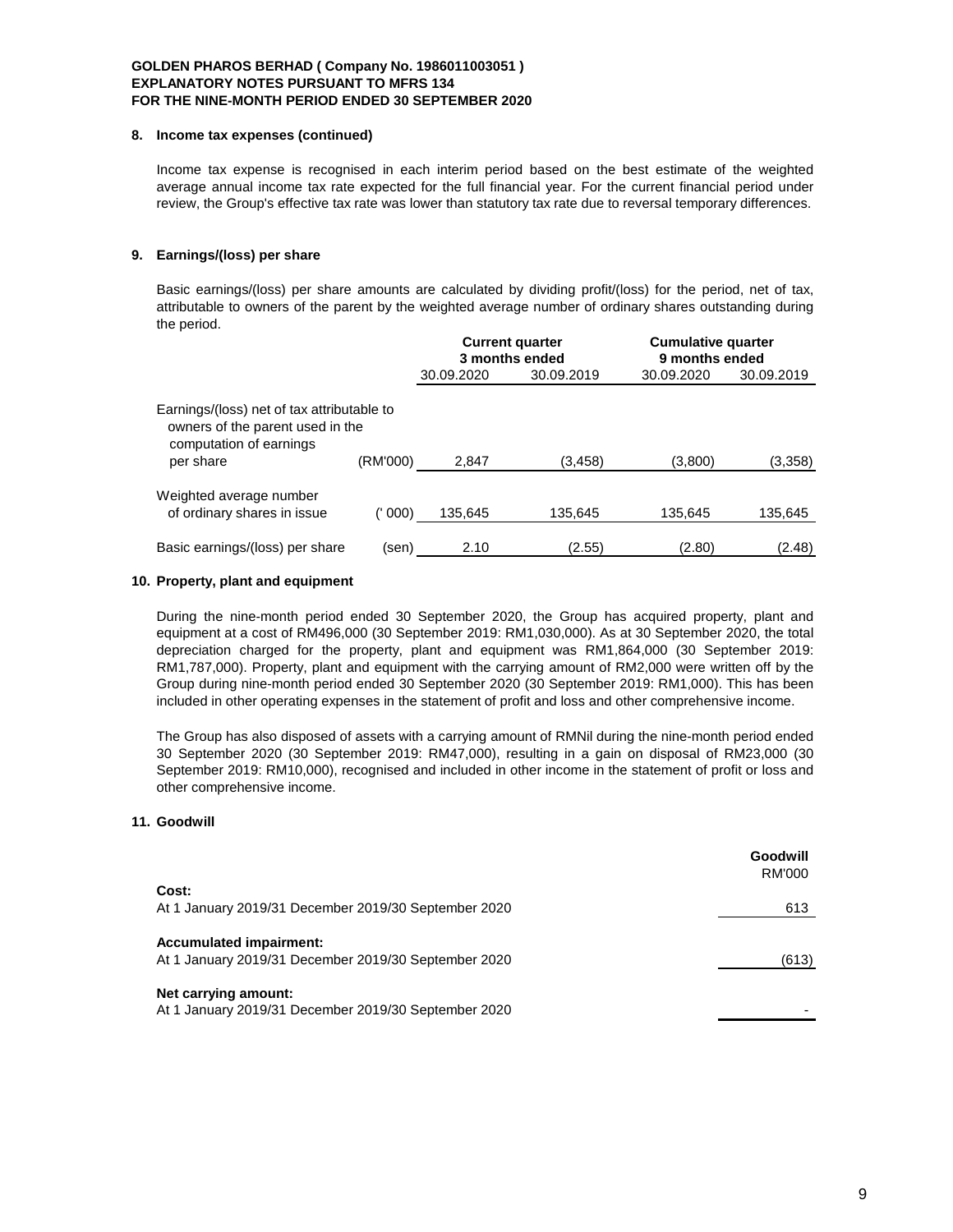**GOLDEN PHAROS BERHAD ( Company No. 1986011003051 )**
**EXPLANATORY NOTES PURSUANT TO MFRS 134**
**FOR THE NINE-MONTH PERIOD ENDED 30 SEPTEMBER 2020**

### 8. Income tax expenses (continued)

Income tax expense is recognised in each interim period based on the best estimate of the weighted average annual income tax rate expected for the full financial year. For the current financial period under review, the Group's effective tax rate was lower than statutory tax rate due to reversal temporary differences.

### 9. Earnings/(loss) per share

Basic earnings/(loss) per share amounts are calculated by dividing profit/(loss) for the period, net of tax, attributable to owners of the parent by the weighted average number of ordinary shares outstanding during the period.

| | | Current quarter 3 months ended | | Cumulative quarter 9 months ended | |
|---|---|---|---|---|---|
| | | 30.09.2020 | 30.09.2019 | 30.09.2020 | 30.09.2019 |
| Earnings/(loss) net of tax attributable to owners of the parent used in the computation of earnings per share | (RM'000) | 2,847 | (3,458) | (3,800) | (3,358) |
| Weighted average number of ordinary shares in issue | (' 000) | 135,645 | 135,645 | 135,645 | 135,645 |
| Basic earnings/(loss) per share | (sen) | 2.10 | (2.55) | (2.80) | (2.48) |

### 10. Property, plant and equipment

During the nine-month period ended 30 September 2020, the Group has acquired property, plant and equipment at a cost of RM496,000 (30 September 2019: RM1,030,000). As at 30 September 2020, the total depreciation charged for the property, plant and equipment was RM1,864,000 (30 September 2019: RM1,787,000). Property, plant and equipment with the carrying amount of RM2,000 were written off by the Group during nine-month period ended 30 September 2020 (30 September 2019: RM1,000). This has been included in other operating expenses in the statement of profit and loss and other comprehensive income.

The Group has also disposed of assets with a carrying amount of RMNil during the nine-month period ended 30 September 2020 (30 September 2019: RM47,000), resulting in a gain on disposal of RM23,000 (30 September 2019: RM10,000), recognised and included in other income in the statement of profit or loss and other comprehensive income.

### 11. Goodwill

| | Goodwill RM'000 |
|---|---|
| **Cost:** | |
| At 1 January 2019/31 December 2019/30 September 2020 | 613 |
| **Accumulated impairment:** | |
| At 1 January 2019/31 December 2019/30 September 2020 | (613) |
| **Net carrying amount:** | |
| At 1 January 2019/31 December 2019/30 September 2020 | - |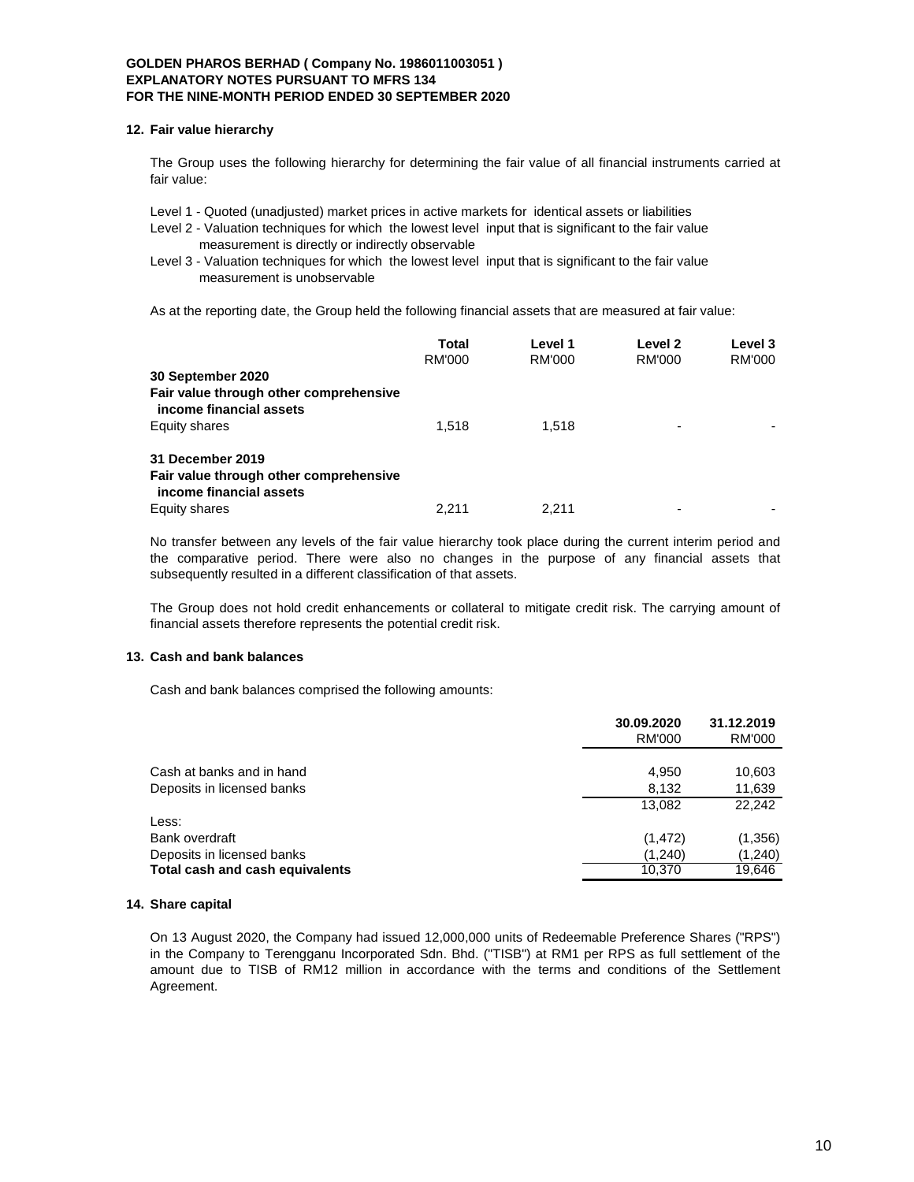## 12. Fair value hierarchy

The Group uses the following hierarchy for determining the fair value of all financial instruments carried at fair value:

Level 1 - Quoted (unadjusted) market prices in active markets for identical assets or liabilities
Level 2 - Valuation techniques for which the lowest level input that is significant to the fair value measurement is directly or indirectly observable
Level 3 - Valuation techniques for which the lowest level input that is significant to the fair value measurement is unobservable

As at the reporting date, the Group held the following financial assets that are measured at fair value:

| | Total RM'000 | Level 1 RM'000 | Level 2 RM'000 | Level 3 RM'000 |
|---|---|---|---|---|
| **30 September 2020** | | | | |
| **Fair value through other comprehensive income financial assets** | | | | |
| Equity shares | 1,518 | 1,518 | - | - |
| **31 December 2019** | | | | |
| **Fair value through other comprehensive income financial assets** | | | | |
| Equity shares | 2,211 | 2,211 | - | - |

No transfer between any levels of the fair value hierarchy took place during the current interim period and the comparative period. There were also no changes in the purpose of any financial assets that subsequently resulted in a different classification of that assets.

The Group does not hold credit enhancements or collateral to mitigate credit risk. The carrying amount of financial assets therefore represents the potential credit risk.

## 13. Cash and bank balances

Cash and bank balances comprised the following amounts:

| | 30.09.2020 RM'000 | 31.12.2019 RM'000 |
|---|---|---|
| Cash at banks and in hand | 4,950 | 10,603 |
| Deposits in licensed banks | 8,132 | 11,639 |
| | 13,082 | 22,242 |
| Less: | | |
| Bank overdraft | (1,472) | (1,356) |
| Deposits in licensed banks | (1,240) | (1,240) |
| **Total cash and cash equivalents** | 10,370 | 19,646 |

## 14. Share capital

On 13 August 2020, the Company had issued 12,000,000 units of Redeemable Preference Shares ("RPS") in the Company to Terengganu Incorporated Sdn. Bhd. ("TISB") at RM1 per RPS as full settlement of the amount due to TISB of RM12 million in accordance with the terms and conditions of the Settlement Agreement.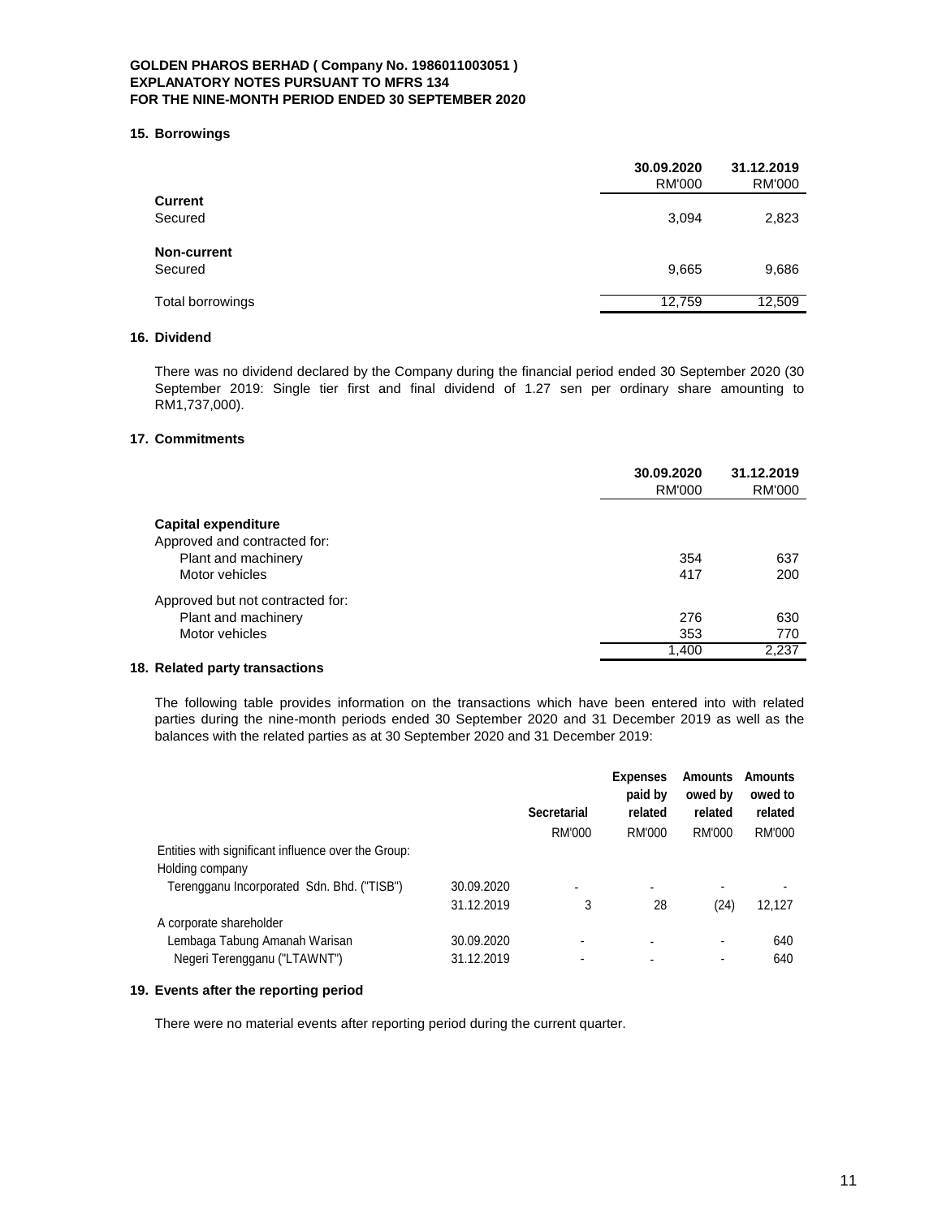**GOLDEN PHAROS BERHAD ( Company No. 1986011003051 )**
**EXPLANATORY NOTES PURSUANT TO MFRS 134**
**FOR THE NINE-MONTH PERIOD ENDED 30 SEPTEMBER 2020**

## 15. Borrowings

| | 30.09.2020 RM'000 | 31.12.2019 RM'000 |
|---|---|---|
| **Current** | | |
| Secured | 3,094 | 2,823 |
| **Non-current** | | |
| Secured | 9,665 | 9,686 |
| Total borrowings | 12,759 | 12,509 |

## 16. Dividend

There was no dividend declared by the Company during the financial period ended 30 September 2020 (30 September 2019: Single tier first and final dividend of 1.27 sen per ordinary share amounting to RM1,737,000).

## 17. Commitments

| | 30.09.2020 RM'000 | 31.12.2019 RM'000 |
|---|---|---|
| **Capital expenditure** | | |
| Approved and contracted for: | | |
| Plant and machinery | 354 | 637 |
| Motor vehicles | 417 | 200 |
| Approved but not contracted for: | | |
| Plant and machinery | 276 | 630 |
| Motor vehicles | 353 | 770 |
| | 1,400 | 2,237 |

## 18. Related party transactions

The following table provides information on the transactions which have been entered into with related parties during the nine-month periods ended 30 September 2020 and 31 December 2019 as well as the balances with the related parties as at 30 September 2020 and 31 December 2019:

| | | Secretarial | Expenses paid by related | Amounts owed by related | Amounts owed to related |
|---|---|---|---|---|---|
| | | RM'000 | RM'000 | RM'000 | RM'000 |
| Entities with significant influence over the Group: | | | | | |
| Holding company | | | | | |
| Terengganu Incorporated Sdn. Bhd. ("TISB") | 30.09.2020 | - | - | - | - |
| | 31.12.2019 | 3 | 28 | (24) | 12,127 |
| A corporate shareholder | | | | | |
| Lembaga Tabung Amanah Warisan | 30.09.2020 | - | - | - | 640 |
| Negeri Terengganu ("LTAWNT") | 31.12.2019 | - | - | - | 640 |

## 19. Events after the reporting period

There were no material events after reporting period during the current quarter.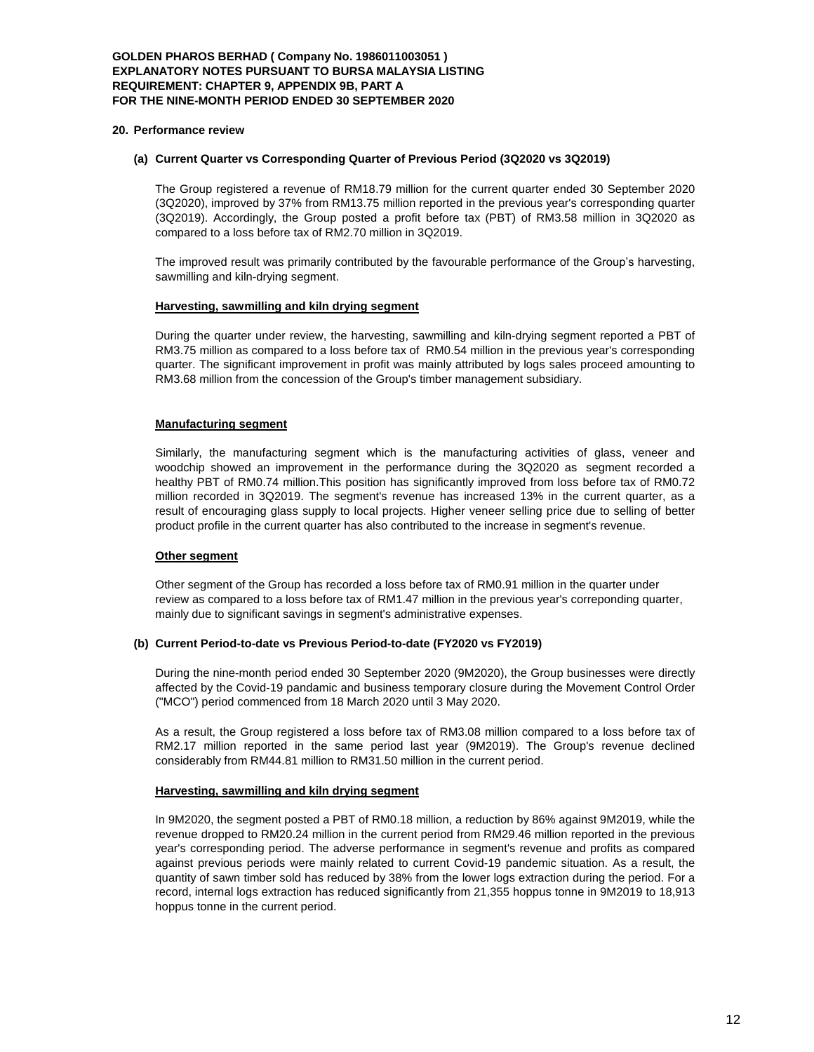# GOLDEN PHAROS BERHAD ( Company No. 1986011003051 )
# EXPLANATORY NOTES PURSUANT TO BURSA MALAYSIA LISTING REQUIREMENT: CHAPTER 9, APPENDIX 9B, PART A
# FOR THE NINE-MONTH PERIOD ENDED 30 SEPTEMBER 2020

## 20. Performance review

### (a) Current Quarter vs Corresponding Quarter of Previous Period (3Q2020 vs 3Q2019)

The Group registered a revenue of RM18.79 million for the current quarter ended 30 September 2020 (3Q2020), improved by 37% from RM13.75 million reported in the previous year's corresponding quarter (3Q2019). Accordingly, the Group posted a profit before tax (PBT) of RM3.58 million in 3Q2020 as compared to a loss before tax of RM2.70 million in 3Q2019.

The improved result was primarily contributed by the favourable performance of the Group's harvesting, sawmilling and kiln-drying segment.

**Harvesting, sawmilling and kiln drying segment**

During the quarter under review, the harvesting, sawmilling and kiln-drying segment reported a PBT of RM3.75 million as compared to a loss before tax of RM0.54 million in the previous year's corresponding quarter. The significant improvement in profit was mainly attributed by logs sales proceed amounting to RM3.68 million from the concession of the Group's timber management subsidiary.

**Manufacturing segment**

Similarly, the manufacturing segment which is the manufacturing activities of glass, veneer and woodchip showed an improvement in the performance during the 3Q2020 as segment recorded a healthy PBT of RM0.74 million.This position has significantly improved from loss before tax of RM0.72 million recorded in 3Q2019. The segment's revenue has increased 13% in the current quarter, as a result of encouraging glass supply to local projects. Higher veneer selling price due to selling of better product profile in the current quarter has also contributed to the increase in segment's revenue.

**Other segment**

Other segment of the Group has recorded a loss before tax of RM0.91 million in the quarter under review as compared to a loss before tax of RM1.47 million in the previous year's correponding quarter, mainly due to significant savings in segment's administrative expenses.

### (b) Current Period-to-date vs Previous Period-to-date (FY2020 vs FY2019)

During the nine-month period ended 30 September 2020 (9M2020), the Group businesses were directly affected by the Covid-19 pandamic and business temporary closure during the Movement Control Order ("MCO") period commenced from 18 March 2020 until 3 May 2020.

As a result, the Group registered a loss before tax of RM3.08 million compared to a loss before tax of RM2.17 million reported in the same period last year (9M2019). The Group's revenue declined considerably from RM44.81 million to RM31.50 million in the current period.

**Harvesting, sawmilling and kiln drying segment**

In 9M2020, the segment posted a PBT of RM0.18 million, a reduction by 86% against 9M2019, while the revenue dropped to RM20.24 million in the current period from RM29.46 million reported in the previous year's corresponding period. The adverse performance in segment's revenue and profits as compared against previous periods were mainly related to current Covid-19 pandemic situation. As a result, the quantity of sawn timber sold has reduced by 38% from the lower logs extraction during the period. For a record, internal logs extraction has reduced significantly from 21,355 hoppus tonne in 9M2019 to 18,913 hoppus tonne in the current period.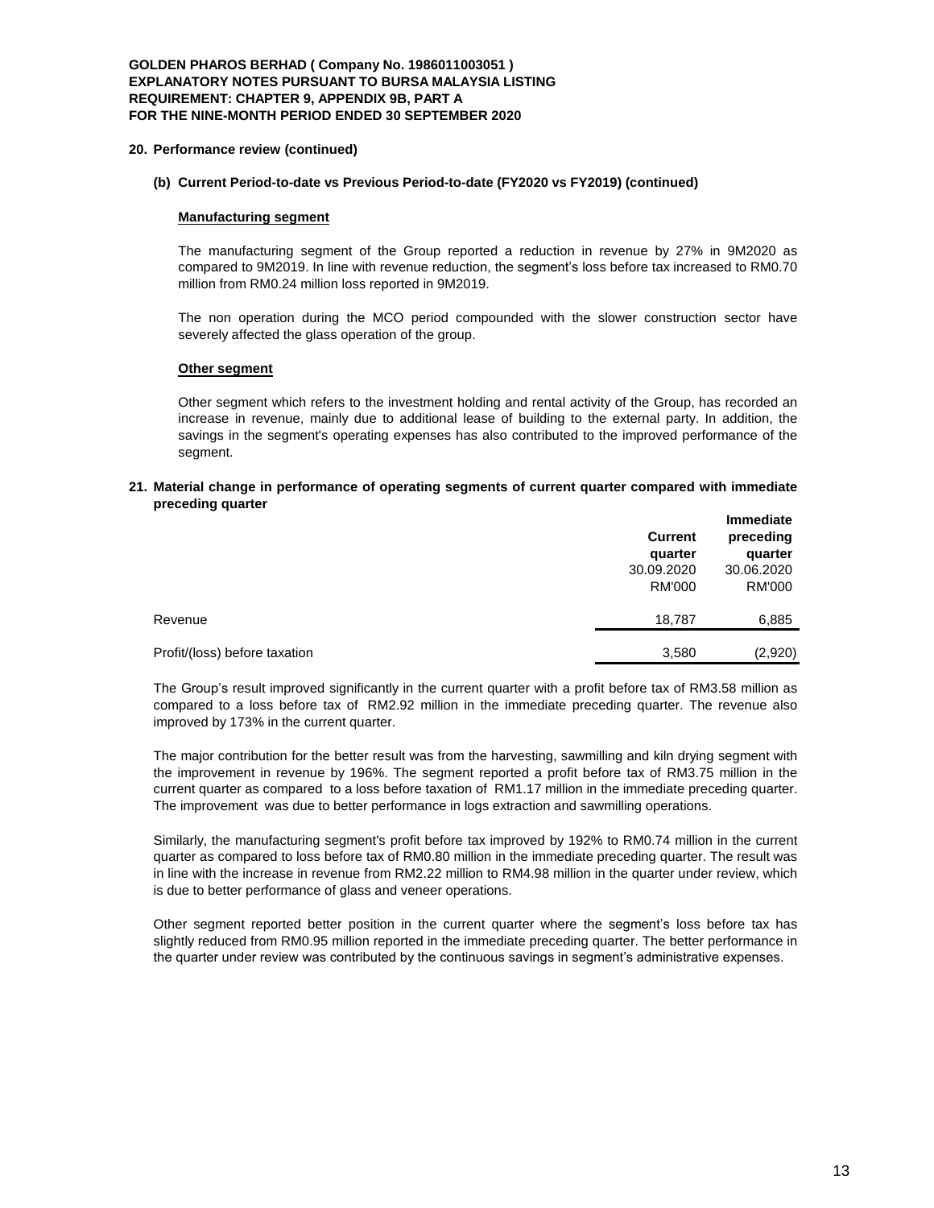**GOLDEN PHAROS BERHAD ( Company No. 1986011003051 )**
**EXPLANATORY NOTES PURSUANT TO BURSA MALAYSIA LISTING REQUIREMENT: CHAPTER 9, APPENDIX 9B, PART A**
**FOR THE NINE-MONTH PERIOD ENDED 30 SEPTEMBER 2020**

## 20. Performance review (continued)

### (b) Current Period-to-date vs Previous Period-to-date (FY2020 vs FY2019) (continued)

**Manufacturing segment**

The manufacturing segment of the Group reported a reduction in revenue by 27% in 9M2020 as compared to 9M2019. In line with revenue reduction, the segment's loss before tax increased to RM0.70 million from RM0.24 million loss reported in 9M2019.

The non operation during the MCO period compounded with the slower construction sector have severely affected the glass operation of the group.

**Other segment**

Other segment which refers to the investment holding and rental activity of the Group, has recorded an increase in revenue, mainly due to additional lease of building to the external party. In addition, the savings in the segment's operating expenses has also contributed to the improved performance of the segment.

## 21. Material change in performance of operating segments of current quarter compared with immediate preceding quarter

| | Current quarter 30.09.2020 RM'000 | Immediate preceding quarter 30.06.2020 RM'000 |
|---|---|---|
| Revenue | 18,787 | 6,885 |
| Profit/(loss) before taxation | 3,580 | (2,920) |

The Group's result improved significantly in the current quarter with a profit before tax of RM3.58 million as compared to a loss before tax of RM2.92 million in the immediate preceding quarter. The revenue also improved by 173% in the current quarter.

The major contribution for the better result was from the harvesting, sawmilling and kiln drying segment with the improvement in revenue by 196%. The segment reported a profit before tax of RM3.75 million in the current quarter as compared to a loss before taxation of RM1.17 million in the immediate preceding quarter. The improvement was due to better performance in logs extraction and sawmilling operations.

Similarly, the manufacturing segment's profit before tax improved by 192% to RM0.74 million in the current quarter as compared to loss before tax of RM0.80 million in the immediate preceding quarter. The result was in line with the increase in revenue from RM2.22 million to RM4.98 million in the quarter under review, which is due to better performance of glass and veneer operations.

Other segment reported better position in the current quarter where the segment's loss before tax has slightly reduced from RM0.95 million reported in the immediate preceding quarter. The better performance in the quarter under review was contributed by the continuous savings in segment's administrative expenses.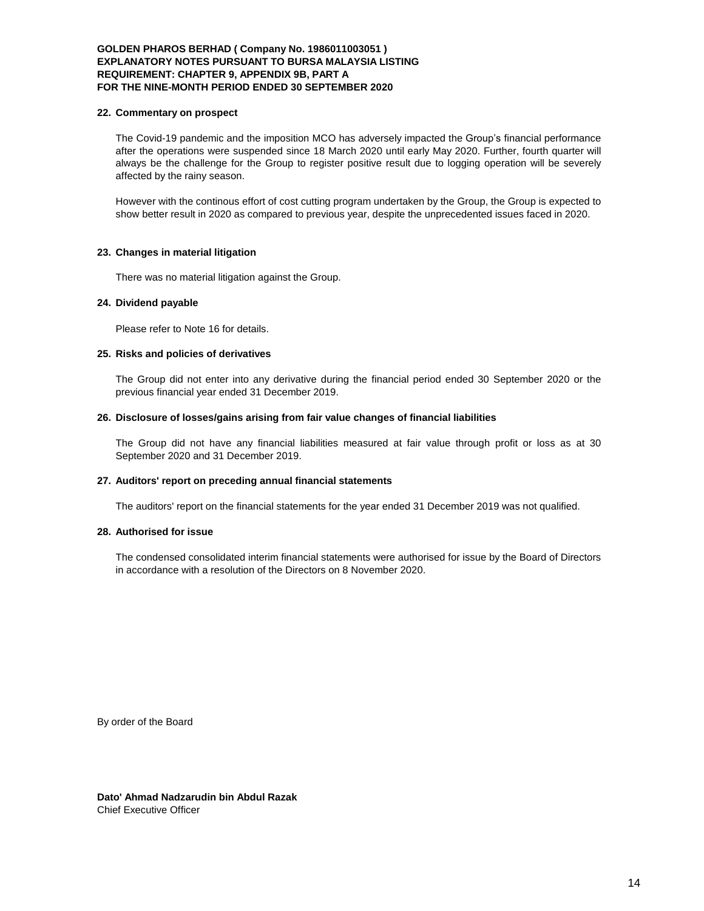**GOLDEN PHAROS BERHAD ( Company No. 1986011003051 )**
**EXPLANATORY NOTES PURSUANT TO BURSA MALAYSIA LISTING REQUIREMENT: CHAPTER 9, APPENDIX 9B, PART A**
**FOR THE NINE-MONTH PERIOD ENDED 30 SEPTEMBER 2020**

## 22. Commentary on prospect

The Covid-19 pandemic and the imposition MCO has adversely impacted the Group's financial performance after the operations were suspended since 18 March 2020 until early May 2020. Further, fourth quarter will always be the challenge for the Group to register positive result due to logging operation will be severely affected by the rainy season.

However with the continous effort of cost cutting program undertaken by the Group, the Group is expected to show better result in 2020 as compared to previous year, despite the unprecedented issues faced in 2020.

## 23. Changes in material litigation

There was no material litigation against the Group.

## 24. Dividend payable

Please refer to Note 16 for details.

## 25. Risks and policies of derivatives

The Group did not enter into any derivative during the financial period ended 30 September 2020 or the previous financial year ended 31 December 2019.

## 26. Disclosure of losses/gains arising from fair value changes of financial liabilities

The Group did not have any financial liabilities measured at fair value through profit or loss as at 30 September 2020 and 31 December 2019.

## 27. Auditors' report on preceding annual financial statements

The auditors' report on the financial statements for the year ended 31 December 2019 was not qualified.

## 28. Authorised for issue

The condensed consolidated interim financial statements were authorised for issue by the Board of Directors in accordance with a resolution of the Directors on 8 November 2020.

By order of the Board

**Dato' Ahmad Nadzarudin bin Abdul Razak**
Chief Executive Officer